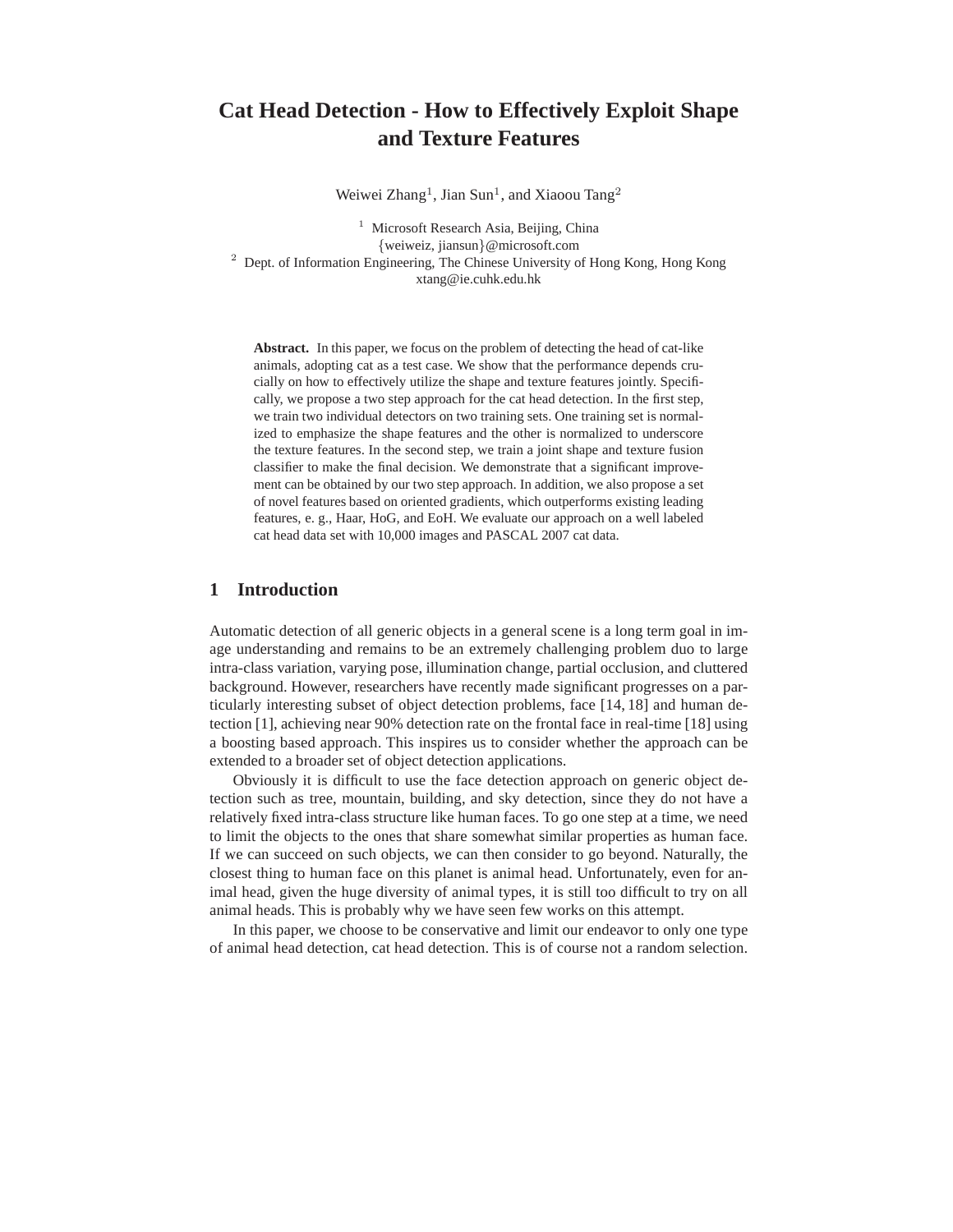# Cat Head Detection - How to Effectively Exploit Shape and Texture Features

Weiwei Zhang[1], Jian Sun[1], and Xiaoou Tang[2]

[1] Microsoft Research Asia, Beijing, China
{weiweiz, jiansun}@microsoft.com
[2] Dept. of Information Engineering, The Chinese University of Hong Kong, Hong Kong
xtang@ie.cuhk.edu.hk

**Abstract.** In this paper, we focus on the problem of detecting the head of cat-like animals, adopting cat as a test case. We show that the performance depends crucially on how to effectively utilize the shape and texture features jointly. Specifically, we propose a two step approach for the cat head detection. In the first step, we train two individual detectors on two training sets. One training set is normalized to emphasize the shape features and the other is normalized to underscore the texture features. In the second step, we train a joint shape and texture fusion classifier to make the final decision. We demonstrate that a significant improvement can be obtained by our two step approach. In addition, we also propose a set of novel features based on oriented gradients, which outperforms existing leading features, e. g., Haar, HoG, and EoH. We evaluate our approach on a well labeled cat head data set with 10,000 images and PASCAL 2007 cat data.

## 1 Introduction

Automatic detection of all generic objects in a general scene is a long term goal in image understanding and remains to be an extremely challenging problem duo to large intra-class variation, varying pose, illumination change, partial occlusion, and cluttered background. However, researchers have recently made significant progresses on a particularly interesting subset of object detection problems, face [14, 18] and human detection [1], achieving near 90% detection rate on the frontal face in real-time [18] using a boosting based approach. This inspires us to consider whether the approach can be extended to a broader set of object detection applications.

Obviously it is difficult to use the face detection approach on generic object detection such as tree, mountain, building, and sky detection, since they do not have a relatively fixed intra-class structure like human faces. To go one step at a time, we need to limit the objects to the ones that share somewhat similar properties as human face. If we can succeed on such objects, we can then consider to go beyond. Naturally, the closest thing to human face on this planet is animal head. Unfortunately, even for animal head, given the huge diversity of animal types, it is still too difficult to try on all animal heads. This is probably why we have seen few works on this attempt.

In this paper, we choose to be conservative and limit our endeavor to only one type of animal head detection, cat head detection. This is of course not a random selection.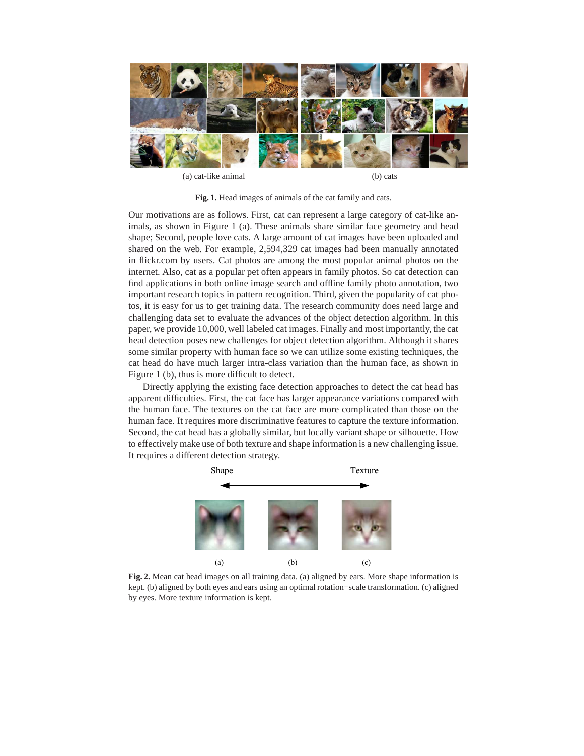(a) cat-like animal (b) cats

**Fig. 1.** Head images of animals of the cat family and cats.

Our motivations are as follows. First, cat can represent a large category of cat-like animals, as shown in Figure 1 (a). These animals share similar face geometry and head shape; Second, people love cats. A large amount of cat images have been uploaded and shared on the web. For example, 2,594,329 cat images had been manually annotated in flickr.com by users. Cat photos are among the most popular animal photos on the internet. Also, cat as a popular pet often appears in family photos. So cat detection can find applications in both online image search and offline family photo annotation, two important research topics in pattern recognition. Third, given the popularity of cat photos, it is easy for us to get training data. The research community does need large and challenging data set to evaluate the advances of the object detection algorithm. In this paper, we provide 10,000, well labeled cat images. Finally and most importantly, the cat head detection poses new challenges for object detection algorithm. Although it shares some similar property with human face so we can utilize some existing techniques, the cat head do have much larger intra-class variation than the human face, as shown in Figure 1 (b), thus is more difficult to detect.

Directly applying the existing face detection approaches to detect the cat head has apparent difficulties. First, the cat face has larger appearance variations compared with the human face. The textures on the cat face are more complicated than those on the human face. It requires more discriminative features to capture the texture information. Second, the cat head has a globally similar, but locally variant shape or silhouette. How to effectively make use of both texture and shape information is a new challenging issue. It requires a different detection strategy.

Shape ⟷ Texture

(a) (b) (c)

**Fig. 2.** Mean cat head images on all training data. (a) aligned by ears. More shape information is kept. (b) aligned by both eyes and ears using an optimal rotation+scale transformation. (c) aligned by eyes. More texture information is kept.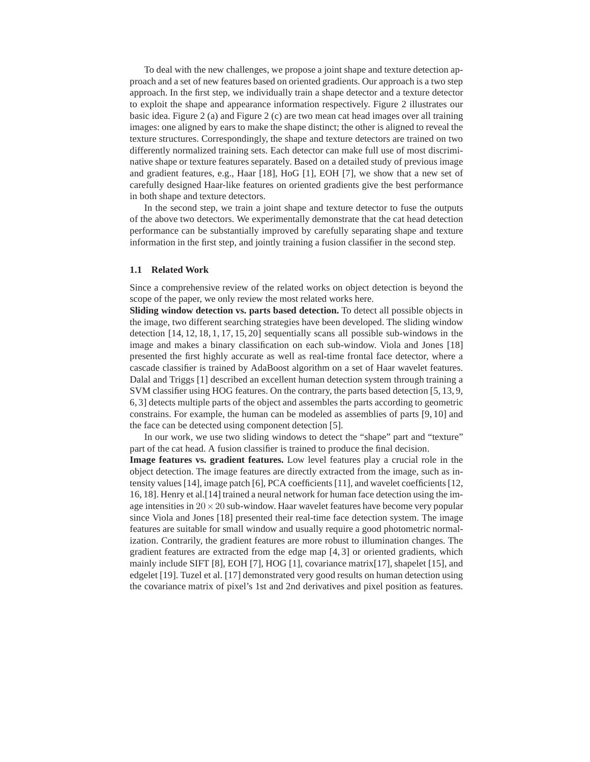To deal with the new challenges, we propose a joint shape and texture detection approach and a set of new features based on oriented gradients. Our approach is a two step approach. In the first step, we individually train a shape detector and a texture detector to exploit the shape and appearance information respectively. Figure 2 illustrates our basic idea. Figure 2 (a) and Figure 2 (c) are two mean cat head images over all training images: one aligned by ears to make the shape distinct; the other is aligned to reveal the texture structures. Correspondingly, the shape and texture detectors are trained on two differently normalized training sets. Each detector can make full use of most discriminative shape or texture features separately. Based on a detailed study of previous image and gradient features, e.g., Haar [18], HoG [1], EOH [7], we show that a new set of carefully designed Haar-like features on oriented gradients give the best performance in both shape and texture detectors.

In the second step, we train a joint shape and texture detector to fuse the outputs of the above two detectors. We experimentally demonstrate that the cat head detection performance can be substantially improved by carefully separating shape and texture information in the first step, and jointly training a fusion classifier in the second step.

### 1.1 Related Work

Since a comprehensive review of the related works on object detection is beyond the scope of the paper, we only review the most related works here.

**Sliding window detection vs. parts based detection.** To detect all possible objects in the image, two different searching strategies have been developed. The sliding window detection [14, 12, 18, 1, 17, 15, 20] sequentially scans all possible sub-windows in the image and makes a binary classification on each sub-window. Viola and Jones [18] presented the first highly accurate as well as real-time frontal face detector, where a cascade classifier is trained by AdaBoost algorithm on a set of Haar wavelet features. Dalal and Triggs [1] described an excellent human detection system through training a SVM classifier using HOG features. On the contrary, the parts based detection [5, 13, 9, 6, 3] detects multiple parts of the object and assembles the parts according to geometric constrains. For example, the human can be modeled as assemblies of parts [9, 10] and the face can be detected using component detection [5].

In our work, we use two sliding windows to detect the "shape" part and "texture" part of the cat head. A fusion classifier is trained to produce the final decision.

**Image features vs. gradient features.** Low level features play a crucial role in the object detection. The image features are directly extracted from the image, such as intensity values [14], image patch [6], PCA coefficients [11], and wavelet coefficients [12, 16, 18]. Henry et al.[14] trained a neural network for human face detection using the image intensities in $20 \times 20$ sub-window. Haar wavelet features have become very popular since Viola and Jones [18] presented their real-time face detection system. The image features are suitable for small window and usually require a good photometric normalization. Contrarily, the gradient features are more robust to illumination changes. The gradient features are extracted from the edge map [4, 3] or oriented gradients, which mainly include SIFT [8], EOH [7], HOG [1], covariance matrix[17], shapelet [15], and edgelet [19]. Tuzel et al. [17] demonstrated very good results on human detection using the covariance matrix of pixel's 1st and 2nd derivatives and pixel position as features.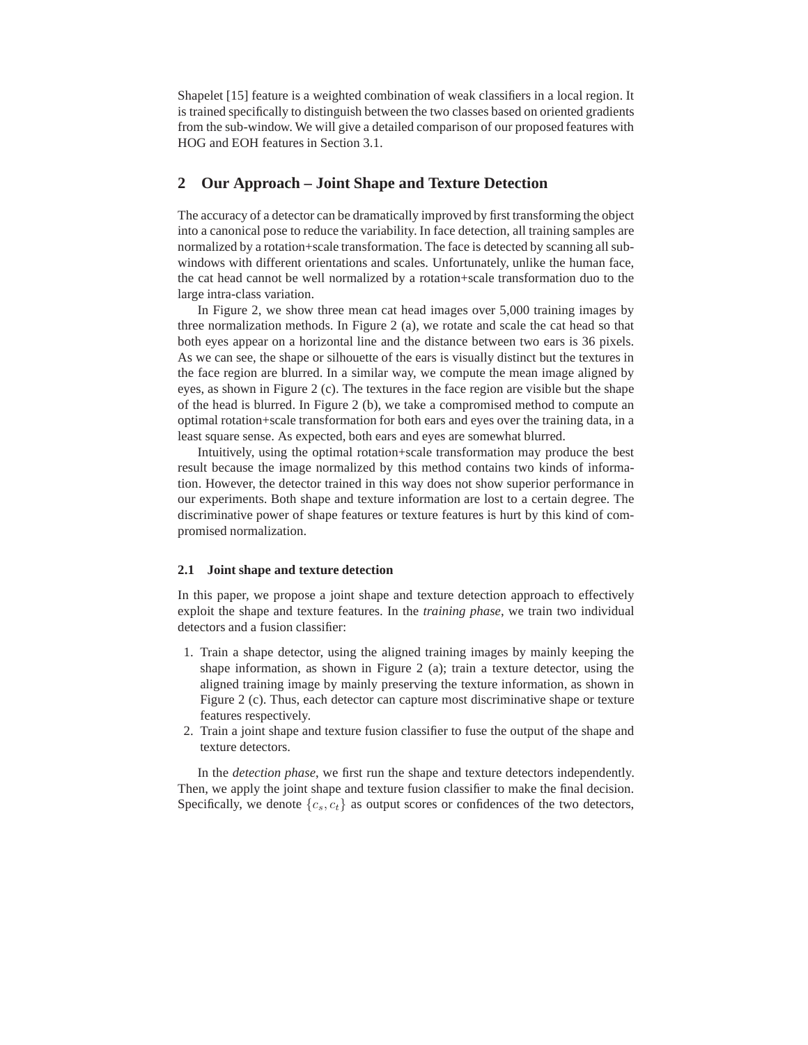Shapelet [15] feature is a weighted combination of weak classifiers in a local region. It is trained specifically to distinguish between the two classes based on oriented gradients from the sub-window. We will give a detailed comparison of our proposed features with HOG and EOH features in Section 3.1.

## 2 Our Approach – Joint Shape and Texture Detection

The accuracy of a detector can be dramatically improved by first transforming the object into a canonical pose to reduce the variability. In face detection, all training samples are normalized by a rotation+scale transformation. The face is detected by scanning all sub-windows with different orientations and scales. Unfortunately, unlike the human face, the cat head cannot be well normalized by a rotation+scale transformation duo to the large intra-class variation.

In Figure 2, we show three mean cat head images over 5,000 training images by three normalization methods. In Figure 2 (a), we rotate and scale the cat head so that both eyes appear on a horizontal line and the distance between two ears is 36 pixels. As we can see, the shape or silhouette of the ears is visually distinct but the textures in the face region are blurred. In a similar way, we compute the mean image aligned by eyes, as shown in Figure 2 (c). The textures in the face region are visible but the shape of the head is blurred. In Figure 2 (b), we take a compromised method to compute an optimal rotation+scale transformation for both ears and eyes over the training data, in a least square sense. As expected, both ears and eyes are somewhat blurred.

Intuitively, using the optimal rotation+scale transformation may produce the best result because the image normalized by this method contains two kinds of information. However, the detector trained in this way does not show superior performance in our experiments. Both shape and texture information are lost to a certain degree. The discriminative power of shape features or texture features is hurt by this kind of compromised normalization.

### 2.1 Joint shape and texture detection

In this paper, we propose a joint shape and texture detection approach to effectively exploit the shape and texture features. In the *training phase*, we train two individual detectors and a fusion classifier:

1. Train a shape detector, using the aligned training images by mainly keeping the shape information, as shown in Figure 2 (a); train a texture detector, using the aligned training image by mainly preserving the texture information, as shown in Figure 2 (c). Thus, each detector can capture most discriminative shape or texture features respectively.
2. Train a joint shape and texture fusion classifier to fuse the output of the shape and texture detectors.

In the *detection phase*, we first run the shape and texture detectors independently. Then, we apply the joint shape and texture fusion classifier to make the final decision. Specifically, we denote $\{c_s, c_t\}$ as output scores or confidences of the two detectors,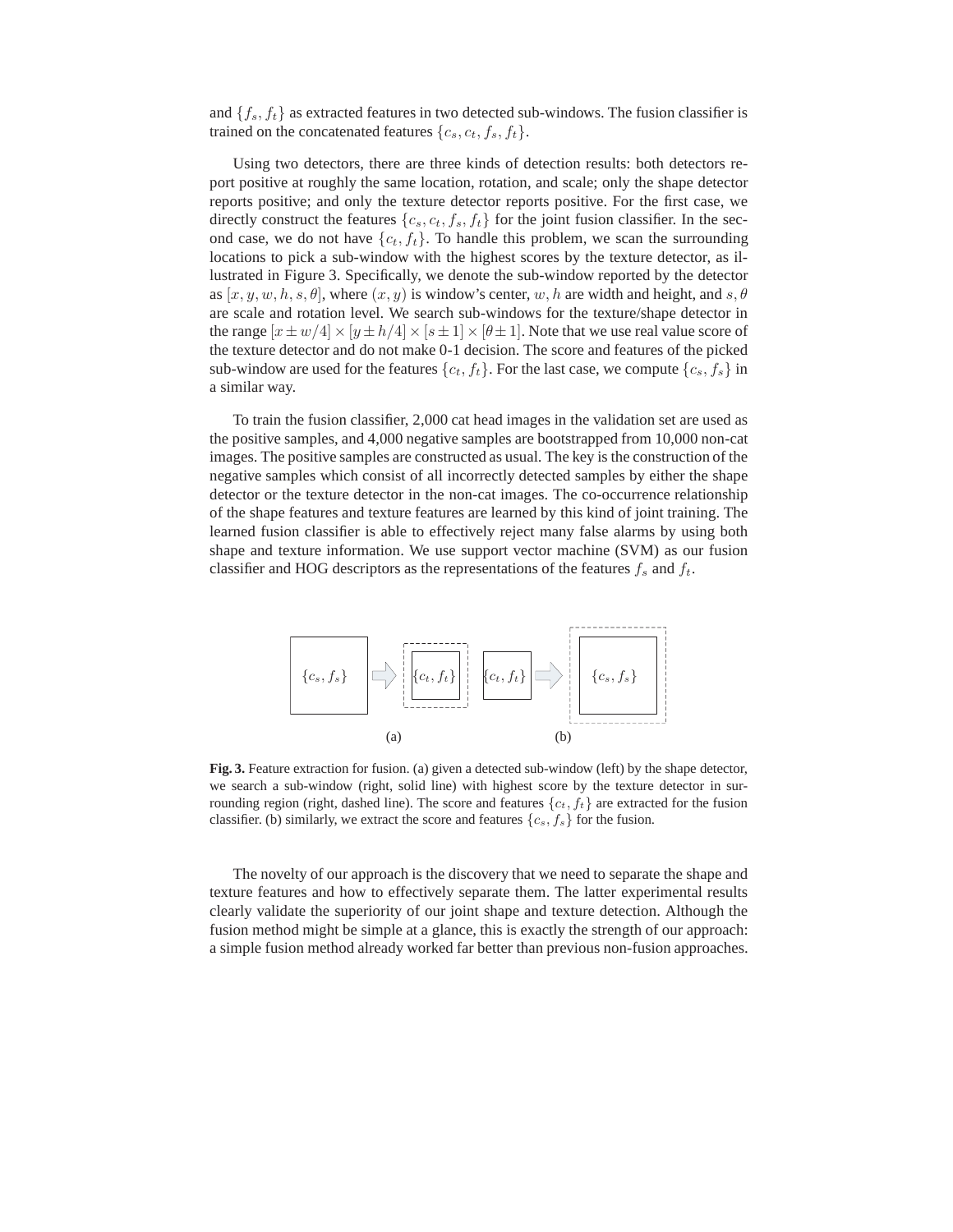and $\{f_s, f_t\}$ as extracted features in two detected sub-windows. The fusion classifier is trained on the concatenated features $\{c_s, c_t, f_s, f_t\}$.

Using two detectors, there are three kinds of detection results: both detectors report positive at roughly the same location, rotation, and scale; only the shape detector reports positive; and only the texture detector reports positive. For the first case, we directly construct the features $\{c_s, c_t, f_s, f_t\}$ for the joint fusion classifier. In the second case, we do not have $\{c_t, f_t\}$. To handle this problem, we scan the surrounding locations to pick a sub-window with the highest scores by the texture detector, as illustrated in Figure 3. Specifically, we denote the sub-window reported by the detector as $[x, y, w, h, s, \theta]$, where $(x, y)$ is window's center, $w, h$ are width and height, and $s, \theta$ are scale and rotation level. We search sub-windows for the texture/shape detector in the range $[x \pm w/4] \times [y \pm h/4] \times [s \pm 1] \times [\theta \pm 1]$. Note that we use real value score of the texture detector and do not make 0-1 decision. The score and features of the picked sub-window are used for the features $\{c_t, f_t\}$. For the last case, we compute $\{c_s, f_s\}$ in a similar way.

To train the fusion classifier, 2,000 cat head images in the validation set are used as the positive samples, and 4,000 negative samples are bootstrapped from 10,000 non-cat images. The positive samples are constructed as usual. The key is the construction of the negative samples which consist of all incorrectly detected samples by either the shape detector or the texture detector in the non-cat images. The co-occurrence relationship of the shape features and texture features are learned by this kind of joint training. The learned fusion classifier is able to effectively reject many false alarms by using both shape and texture information. We use support vector machine (SVM) as our fusion classifier and HOG descriptors as the representations of the features $f_s$ and $f_t$.

**Fig. 3.** Feature extraction for fusion. (a) given a detected sub-window (left) by the shape detector, we search a sub-window (right, solid line) with highest score by the texture detector in surrounding region (right, dashed line). The score and features $\{c_t, f_t\}$ are extracted for the fusion classifier. (b) similarly, we extract the score and features $\{c_s, f_s\}$ for the fusion.

The novelty of our approach is the discovery that we need to separate the shape and texture features and how to effectively separate them. The latter experimental results clearly validate the superiority of our joint shape and texture detection. Although the fusion method might be simple at a glance, this is exactly the strength of our approach: a simple fusion method already worked far better than previous non-fusion approaches.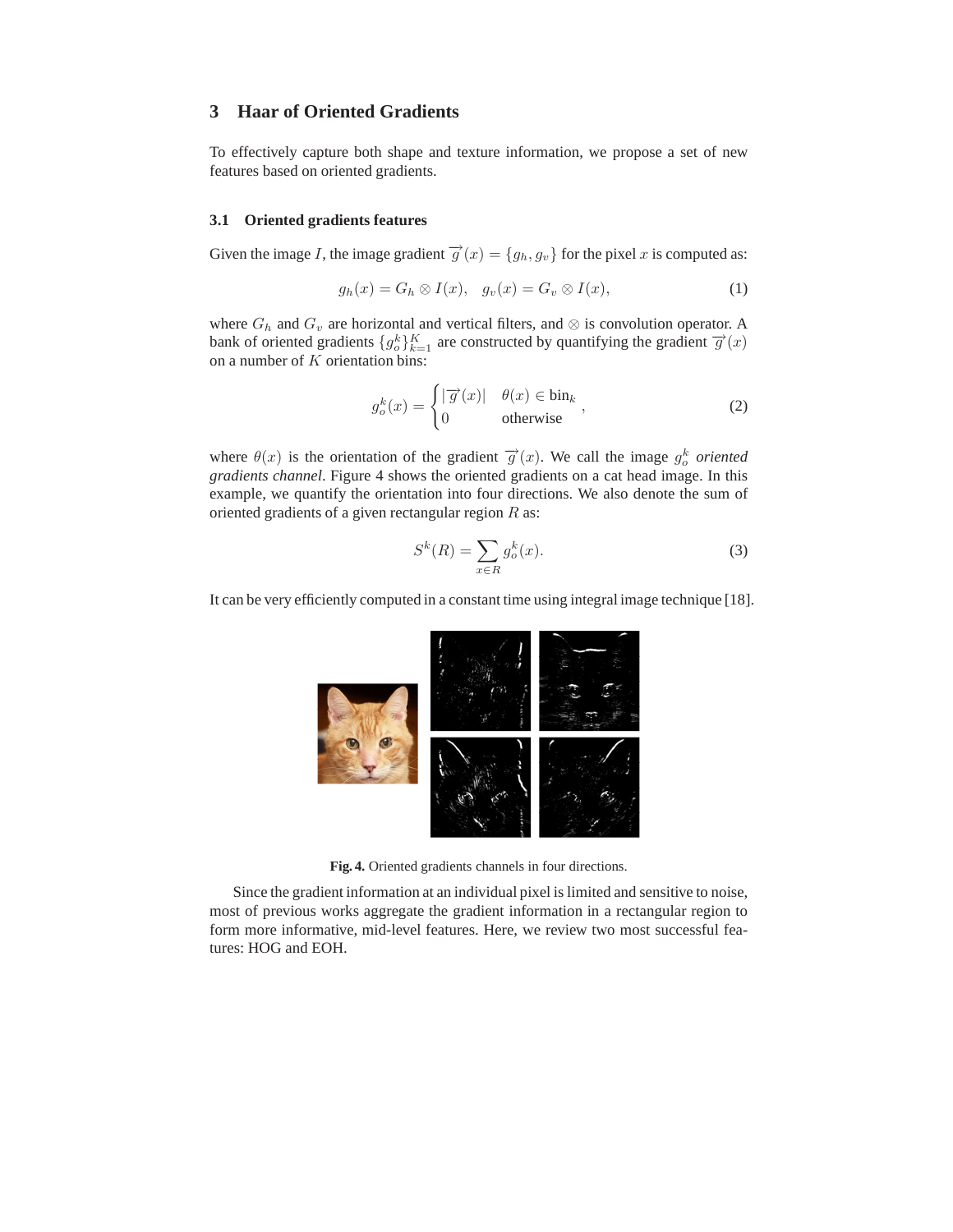## 3 Haar of Oriented Gradients

To effectively capture both shape and texture information, we propose a set of new features based on oriented gradients.

### 3.1 Oriented gradients features

Given the image $I$, the image gradient $\overrightarrow{g}(x) = \{g_h, g_v\}$ for the pixel $x$ is computed as:

$$g_h(x) = G_h \otimes I(x), \quad g_v(x) = G_v \otimes I(x), \tag{1}$$

where $G_h$ and $G_v$ are horizontal and vertical filters, and $\otimes$ is convolution operator. A bank of oriented gradients $\{g_o^k\}_{k=1}^K$ are constructed by quantifying the gradient $\overrightarrow{g}(x)$ on a number of $K$ orientation bins:

$$g_o^k(x) = \begin{cases} |\overrightarrow{g}(x)| & \theta(x) \in \text{bin}_k \\ 0 & \text{otherwise} \end{cases}, \tag{2}$$

where $\theta(x)$ is the orientation of the gradient $\overrightarrow{g}(x)$. We call the image $g_o^k$ *oriented gradients channel*. Figure 4 shows the oriented gradients on a cat head image. In this example, we quantify the orientation into four directions. We also denote the sum of oriented gradients of a given rectangular region $R$ as:

$$S^k(R) = \sum_{x \in R} g_o^k(x). \tag{3}$$

It can be very efficiently computed in a constant time using integral image technique [18].

**Fig. 4.** Oriented gradients channels in four directions.

Since the gradient information at an individual pixel is limited and sensitive to noise, most of previous works aggregate the gradient information in a rectangular region to form more informative, mid-level features. Here, we review two most successful features: HOG and EOH.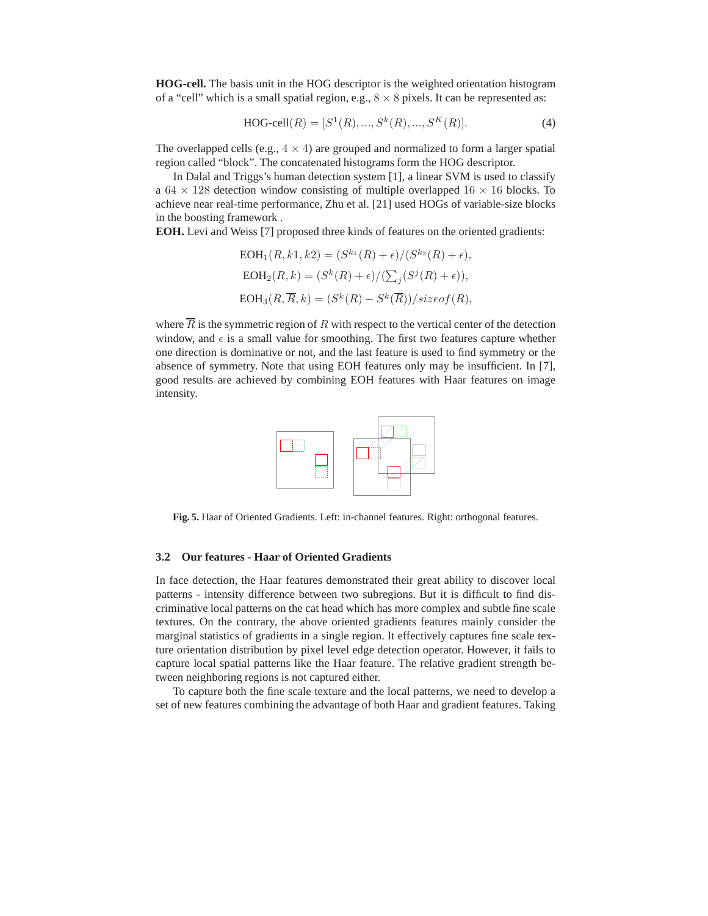**HOG-cell.** The basis unit in the HOG descriptor is the weighted orientation histogram of a "cell" which is a small spatial region, e.g., $8 \times 8$ pixels. It can be represented as:

$$\text{HOG-cell}(R) = [S^1(R), ..., S^k(R), ..., S^K(R)]. \tag{4}$$

The overlapped cells (e.g., $4 \times 4$) are grouped and normalized to form a larger spatial region called "block". The concatenated histograms form the HOG descriptor.

In Dalal and Triggs's human detection system [1], a linear SVM is used to classify a $64 \times 128$ detection window consisting of multiple overlapped $16 \times 16$ blocks. To achieve near real-time performance, Zhu et al. [21] used HOGs of variable-size blocks in the boosting framework .

**EOH.** Levi and Weiss [7] proposed three kinds of features on the oriented gradients:

$$\text{EOH}_1(R, k1, k2) = (S^{k_1}(R) + \epsilon)/(S^{k_2}(R) + \epsilon),$$

$$\text{EOH}_2(R, k) = (S^k(R) + \epsilon)/(\textstyle\sum_j (S^j(R) + \epsilon)),$$

$$\text{EOH}_3(R, \overline{R}, k) = (S^k(R) - S^k(\overline{R}))/sizeof(R),$$

where $\overline{R}$ is the symmetric region of $R$ with respect to the vertical center of the detection window, and $\epsilon$ is a small value for smoothing. The first two features capture whether one direction is dominative or not, and the last feature is used to find symmetry or the absence of symmetry. Note that using EOH features only may be insufficient. In [7], good results are achieved by combining EOH features with Haar features on image intensity.

**Fig. 5.** Haar of Oriented Gradients. Left: in-channel features. Right: orthogonal features.

### 3.2 Our features - Haar of Oriented Gradients

In face detection, the Haar features demonstrated their great ability to discover local patterns - intensity difference between two subregions. But it is difficult to find discriminative local patterns on the cat head which has more complex and subtle fine scale textures. On the contrary, the above oriented gradients features mainly consider the marginal statistics of gradients in a single region. It effectively captures fine scale texture orientation distribution by pixel level edge detection operator. However, it fails to capture local spatial patterns like the Haar feature. The relative gradient strength between neighboring regions is not captured either.

To capture both the fine scale texture and the local patterns, we need to develop a set of new features combining the advantage of both Haar and gradient features. Taking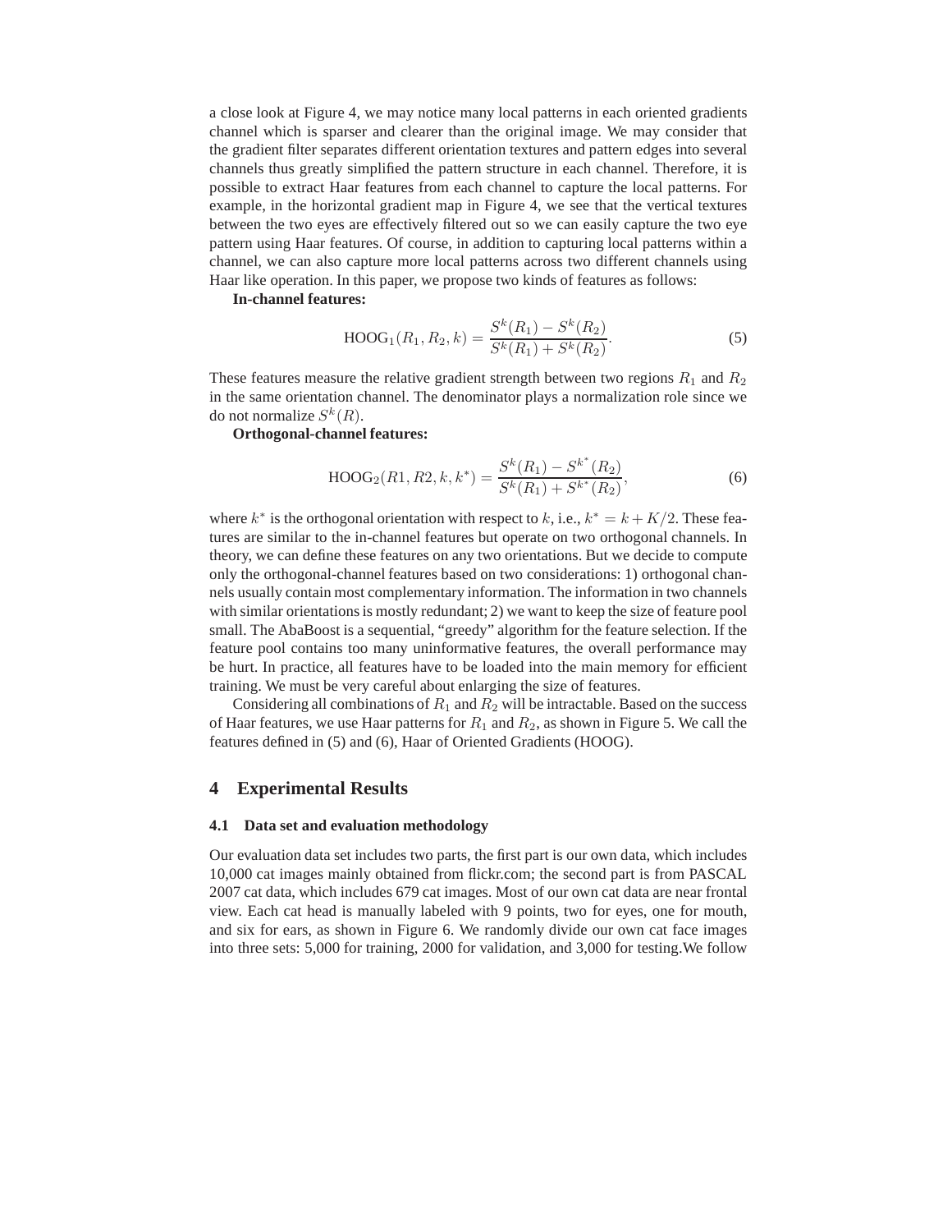a close look at Figure 4, we may notice many local patterns in each oriented gradients channel which is sparser and clearer than the original image. We may consider that the gradient filter separates different orientation textures and pattern edges into several channels thus greatly simplified the pattern structure in each channel. Therefore, it is possible to extract Haar features from each channel to capture the local patterns. For example, in the horizontal gradient map in Figure 4, we see that the vertical textures between the two eyes are effectively filtered out so we can easily capture the two eye pattern using Haar features. Of course, in addition to capturing local patterns within a channel, we can also capture more local patterns across two different channels using Haar like operation. In this paper, we propose two kinds of features as follows:

**In-channel features:**

$$\text{HOOG}_1(R_1, R_2, k) = \frac{S^k(R_1) - S^k(R_2)}{S^k(R_1) + S^k(R_2)}. \tag{5}$$

These features measure the relative gradient strength between two regions $R_1$ and $R_2$ in the same orientation channel. The denominator plays a normalization role since we do not normalize $S^k(R)$.

**Orthogonal-channel features:**

$$\text{HOOG}_2(R1, R2, k, k^*) = \frac{S^k(R_1) - S^{k^*}(R_2)}{S^k(R_1) + S^{k^*}(R_2)}, \tag{6}$$

where $k^*$ is the orthogonal orientation with respect to $k$, i.e., $k^* = k + K/2$. These features are similar to the in-channel features but operate on two orthogonal channels. In theory, we can define these features on any two orientations. But we decide to compute only the orthogonal-channel features based on two considerations: 1) orthogonal channels usually contain most complementary information. The information in two channels with similar orientations is mostly redundant; 2) we want to keep the size of feature pool small. The AbaBoost is a sequential, "greedy" algorithm for the feature selection. If the feature pool contains too many uninformative features, the overall performance may be hurt. In practice, all features have to be loaded into the main memory for efficient training. We must be very careful about enlarging the size of features.

Considering all combinations of $R_1$ and $R_2$ will be intractable. Based on the success of Haar features, we use Haar patterns for $R_1$ and $R_2$, as shown in Figure 5. We call the features defined in (5) and (6), Haar of Oriented Gradients (HOOG).

## 4 Experimental Results

### 4.1 Data set and evaluation methodology

Our evaluation data set includes two parts, the first part is our own data, which includes 10,000 cat images mainly obtained from flickr.com; the second part is from PASCAL 2007 cat data, which includes 679 cat images. Most of our own cat data are near frontal view. Each cat head is manually labeled with 9 points, two for eyes, one for mouth, and six for ears, as shown in Figure 6. We randomly divide our own cat face images into three sets: 5,000 for training, 2000 for validation, and 3,000 for testing.We follow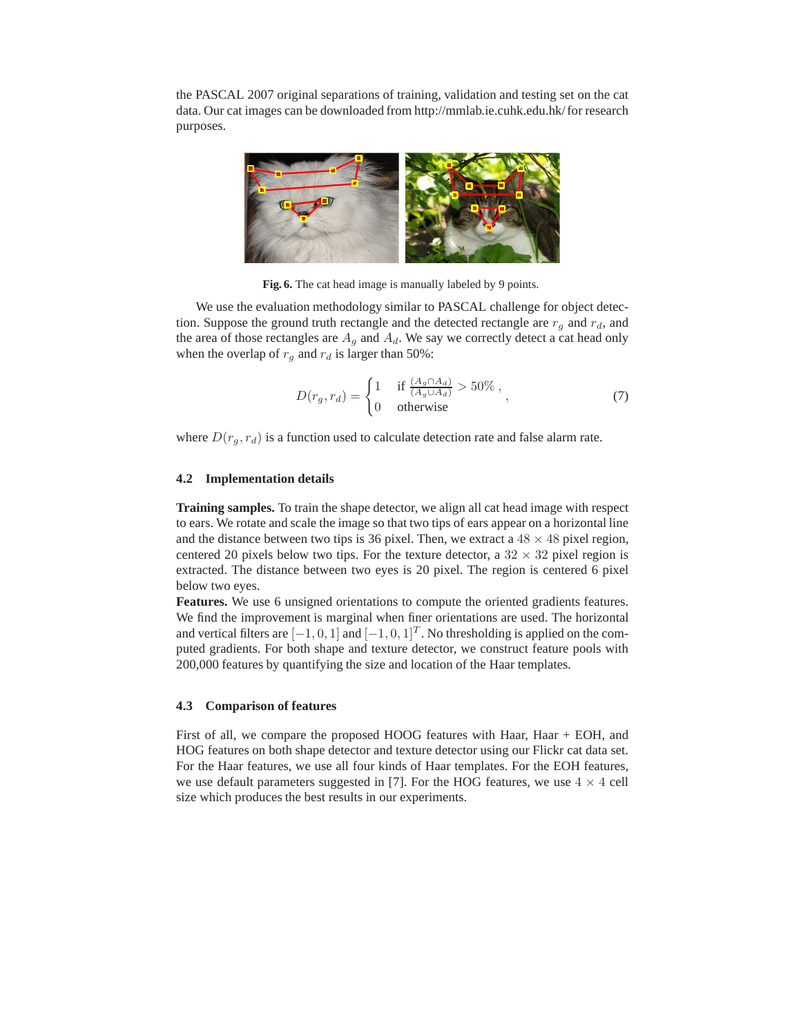the PASCAL 2007 original separations of training, validation and testing set on the cat data. Our cat images can be downloaded from http://mmlab.ie.cuhk.edu.hk/ for research purposes.

**Fig. 6.** The cat head image is manually labeled by 9 points.

We use the evaluation methodology similar to PASCAL challenge for object detection. Suppose the ground truth rectangle and the detected rectangle are $r_g$ and $r_d$, and the area of those rectangles are $A_g$ and $A_d$. We say we correctly detect a cat head only when the overlap of $r_g$ and $r_d$ is larger than 50%:

$$D(r_g, r_d) = \begin{cases} 1 & \text{if } \frac{(A_g \cap A_d)}{(A_g \cup A_d)} > 50\% \,, \\ 0 & \text{otherwise} \end{cases} , \tag{7}$$

where $D(r_g, r_d)$ is a function used to calculate detection rate and false alarm rate.

### 4.2 Implementation details

**Training samples.** To train the shape detector, we align all cat head image with respect to ears. We rotate and scale the image so that two tips of ears appear on a horizontal line and the distance between two tips is 36 pixel. Then, we extract a $48 \times 48$ pixel region, centered 20 pixels below two tips. For the texture detector, a $32 \times 32$ pixel region is extracted. The distance between two eyes is 20 pixel. The region is centered 6 pixel below two eyes.

**Features.** We use 6 unsigned orientations to compute the oriented gradients features. We find the improvement is marginal when finer orientations are used. The horizontal and vertical filters are $[-1, 0, 1]$ and $[-1, 0, 1]^T$. No thresholding is applied on the computed gradients. For both shape and texture detector, we construct feature pools with 200,000 features by quantifying the size and location of the Haar templates.

### 4.3 Comparison of features

First of all, we compare the proposed HOOG features with Haar, Haar + EOH, and HOG features on both shape detector and texture detector using our Flickr cat data set. For the Haar features, we use all four kinds of Haar templates. For the EOH features, we use default parameters suggested in [7]. For the HOG features, we use $4 \times 4$ cell size which produces the best results in our experiments.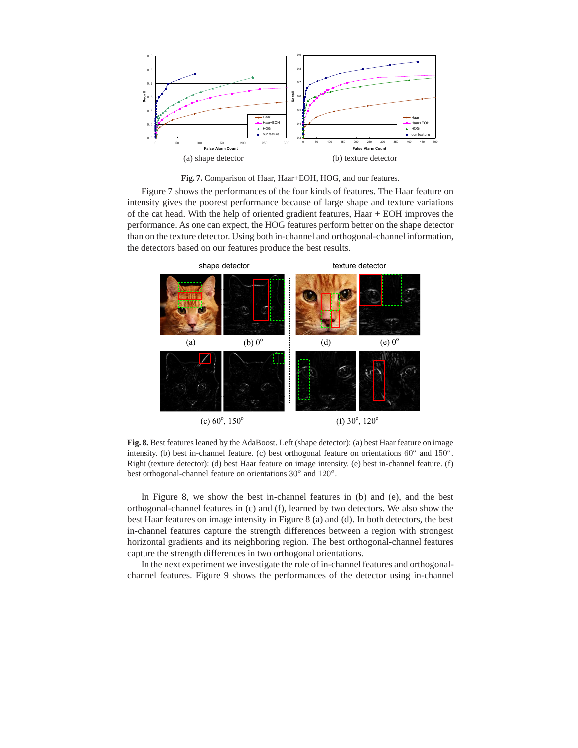(a) shape detector

(b) texture detector

**Fig. 7.** Comparison of Haar, Haar+EOH, HOG, and our features.

Figure 7 shows the performances of the four kinds of features. The Haar feature on intensity gives the poorest performance because of large shape and texture variations of the cat head. With the help of oriented gradient features, Haar + EOH improves the performance. As one can expect, the HOG features perform better on the shape detector than on the texture detector. Using both in-channel and orthogonal-channel information, the detectors based on our features produce the best results.

shape detector

texture detector

(a) (b) 0°

(d) (e) 0°

(c) 60°, 150°

(f) 30°, 120°

**Fig. 8.** Best features leaned by the AdaBoost. Left (shape detector): (a) best Haar feature on image intensity. (b) best in-channel feature. (c) best orthogonal feature on orientations $60^o$ and $150^o$. Right (texture detector): (d) best Haar feature on image intensity. (e) best in-channel feature. (f) best orthogonal-channel feature on orientations $30^o$ and $120^o$.

In Figure 8, we show the best in-channel features in (b) and (e), and the best orthogonal-channel features in (c) and (f), learned by two detectors. We also show the best Haar features on image intensity in Figure 8 (a) and (d). In both detectors, the best in-channel features capture the strength differences between a region with strongest horizontal gradients and its neighboring region. The best orthogonal-channel features capture the strength differences in two orthogonal orientations.

In the next experiment we investigate the role of in-channel features and orthogonal-channel features. Figure 9 shows the performances of the detector using in-channel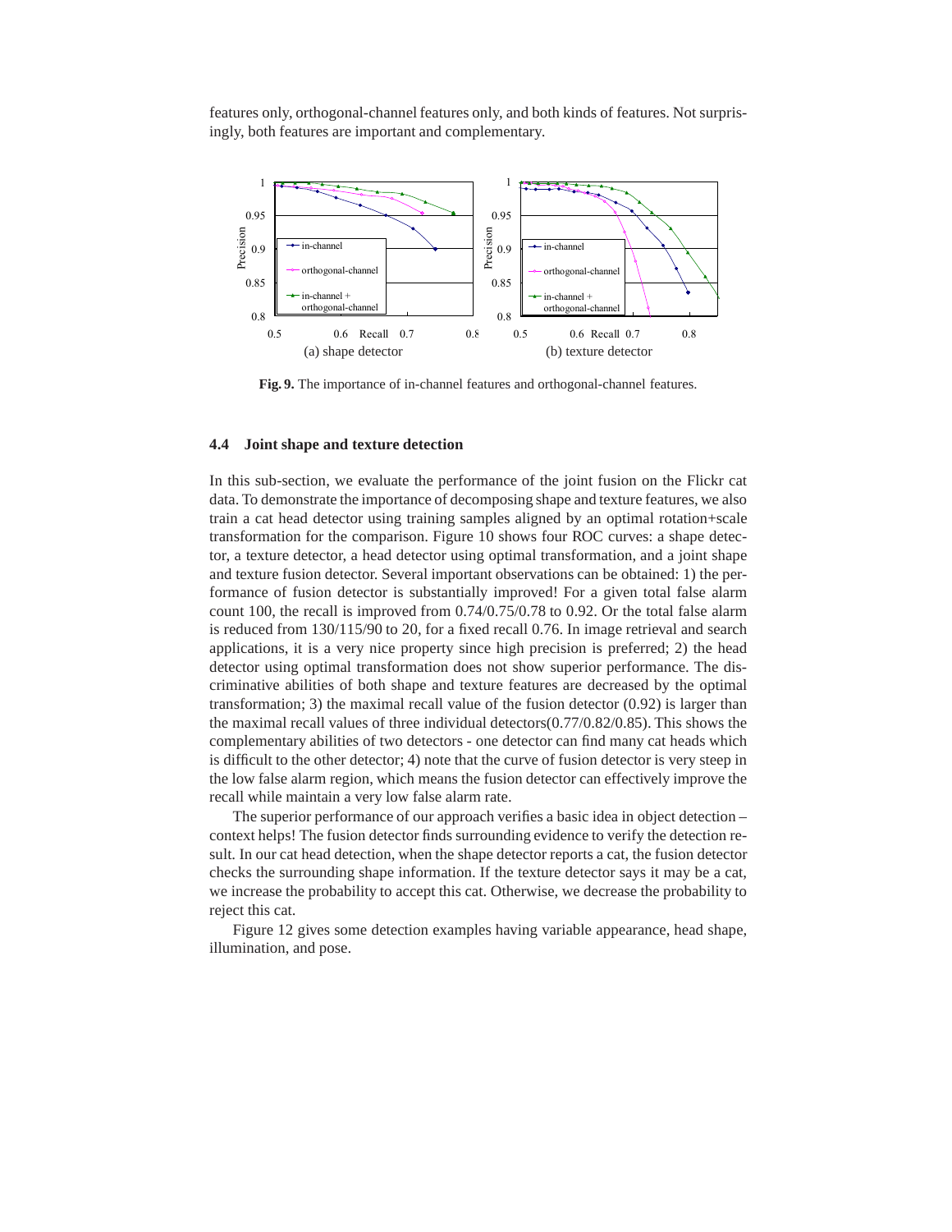features only, orthogonal-channel features only, and both kinds of features. Not surprisingly, both features are important and complementary.

**Fig. 9.** The importance of in-channel features and orthogonal-channel features.

### 4.4 Joint shape and texture detection

In this sub-section, we evaluate the performance of the joint fusion on the Flickr cat data. To demonstrate the importance of decomposing shape and texture features, we also train a cat head detector using training samples aligned by an optimal rotation+scale transformation for the comparison. Figure 10 shows four ROC curves: a shape detector, a texture detector, a head detector using optimal transformation, and a joint shape and texture fusion detector. Several important observations can be obtained: 1) the performance of fusion detector is substantially improved! For a given total false alarm count 100, the recall is improved from 0.74/0.75/0.78 to 0.92. Or the total false alarm is reduced from 130/115/90 to 20, for a fixed recall 0.76. In image retrieval and search applications, it is a very nice property since high precision is preferred; 2) the head detector using optimal transformation does not show superior performance. The discriminative abilities of both shape and texture features are decreased by the optimal transformation; 3) the maximal recall value of the fusion detector (0.92) is larger than the maximal recall values of three individual detectors(0.77/0.82/0.85). This shows the complementary abilities of two detectors - one detector can find many cat heads which is difficult to the other detector; 4) note that the curve of fusion detector is very steep in the low false alarm region, which means the fusion detector can effectively improve the recall while maintain a very low false alarm rate.

The superior performance of our approach verifies a basic idea in object detection – context helps! The fusion detector finds surrounding evidence to verify the detection result. In our cat head detection, when the shape detector reports a cat, the fusion detector checks the surrounding shape information. If the texture detector says it may be a cat, we increase the probability to accept this cat. Otherwise, we decrease the probability to reject this cat.

Figure 12 gives some detection examples having variable appearance, head shape, illumination, and pose.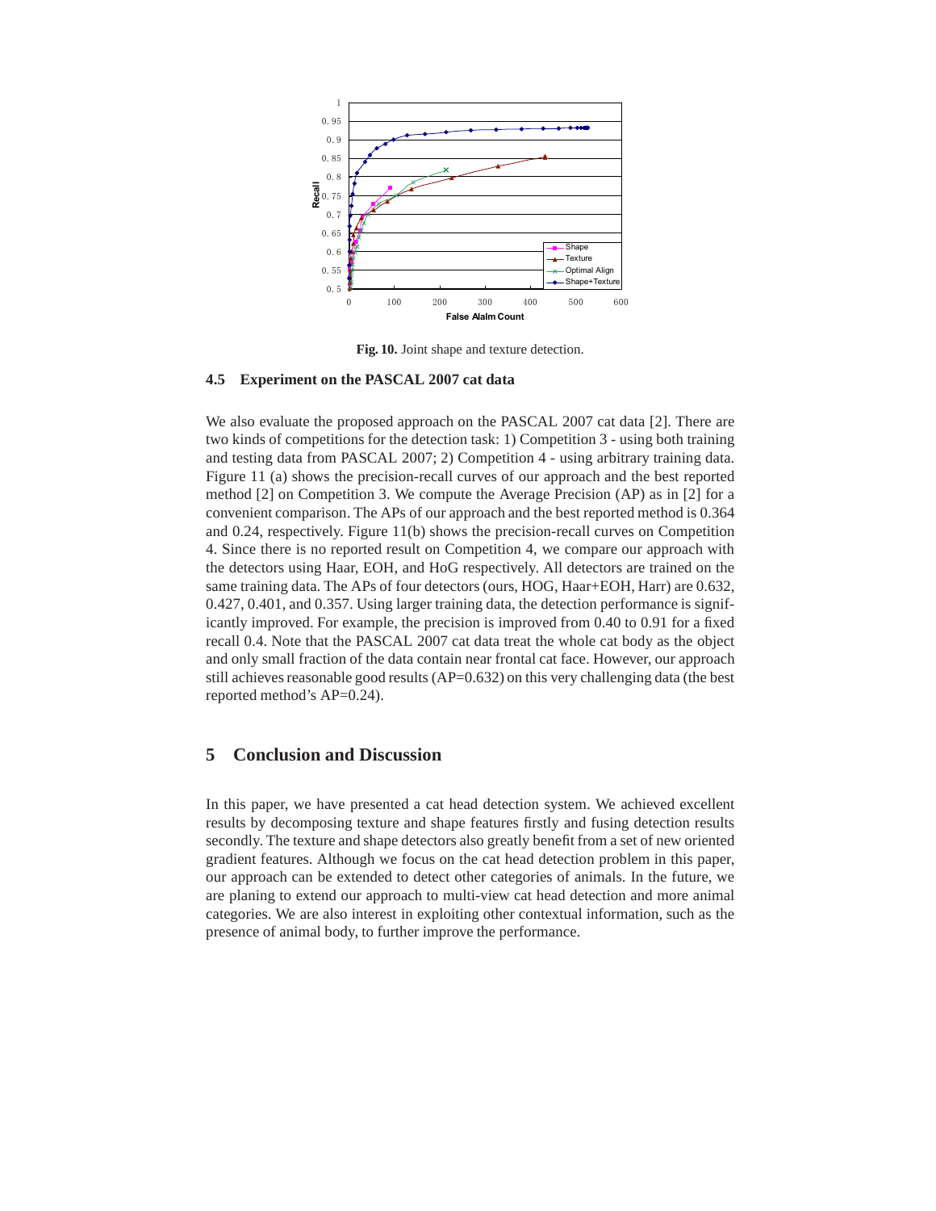**Fig. 10.** Joint shape and texture detection.

### 4.5 Experiment on the PASCAL 2007 cat data

We also evaluate the proposed approach on the PASCAL 2007 cat data [2]. There are two kinds of competitions for the detection task: 1) Competition 3 - using both training and testing data from PASCAL 2007; 2) Competition 4 - using arbitrary training data. Figure 11 (a) shows the precision-recall curves of our approach and the best reported method [2] on Competition 3. We compute the Average Precision (AP) as in [2] for a convenient comparison. The APs of our approach and the best reported method is 0.364 and 0.24, respectively. Figure 11(b) shows the precision-recall curves on Competition 4. Since there is no reported result on Competition 4, we compare our approach with the detectors using Haar, EOH, and HoG respectively. All detectors are trained on the same training data. The APs of four detectors (ours, HOG, Haar+EOH, Harr) are 0.632, 0.427, 0.401, and 0.357. Using larger training data, the detection performance is significantly improved. For example, the precision is improved from 0.40 to 0.91 for a fixed recall 0.4. Note that the PASCAL 2007 cat data treat the whole cat body as the object and only small fraction of the data contain near frontal cat face. However, our approach still achieves reasonable good results (AP=0.632) on this very challenging data (the best reported method's AP=0.24).

## 5 Conclusion and Discussion

In this paper, we have presented a cat head detection system. We achieved excellent results by decomposing texture and shape features firstly and fusing detection results secondly. The texture and shape detectors also greatly benefit from a set of new oriented gradient features. Although we focus on the cat head detection problem in this paper, our approach can be extended to detect other categories of animals. In the future, we are planing to extend our approach to multi-view cat head detection and more animal categories. We are also interest in exploiting other contextual information, such as the presence of animal body, to further improve the performance.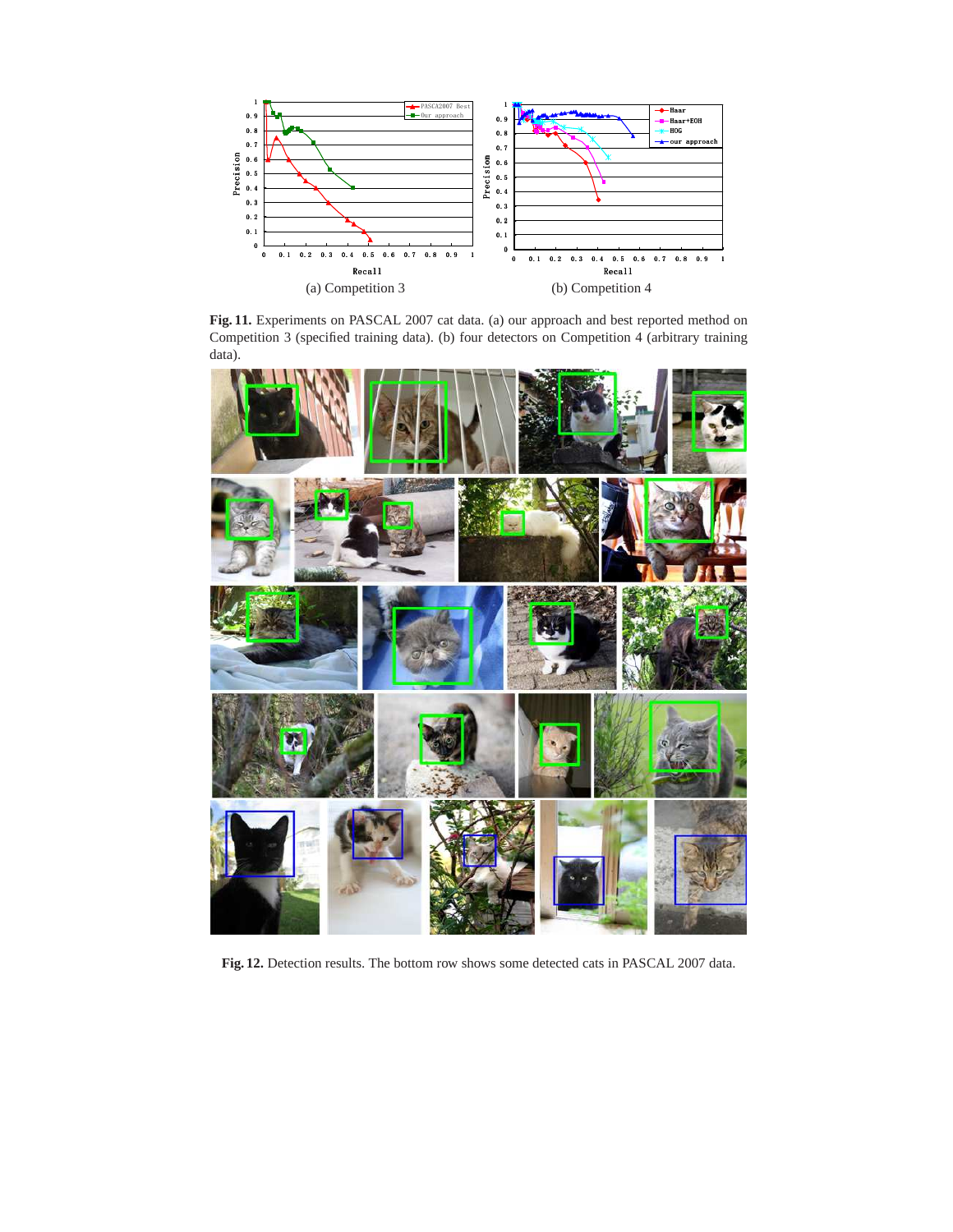(a) Competition 3

(b) Competition 4

**Fig. 11.** Experiments on PASCAL 2007 cat data. (a) our approach and best reported method on Competition 3 (specified training data). (b) four detectors on Competition 4 (arbitrary training data).

**Fig. 12.** Detection results. The bottom row shows some detected cats in PASCAL 2007 data.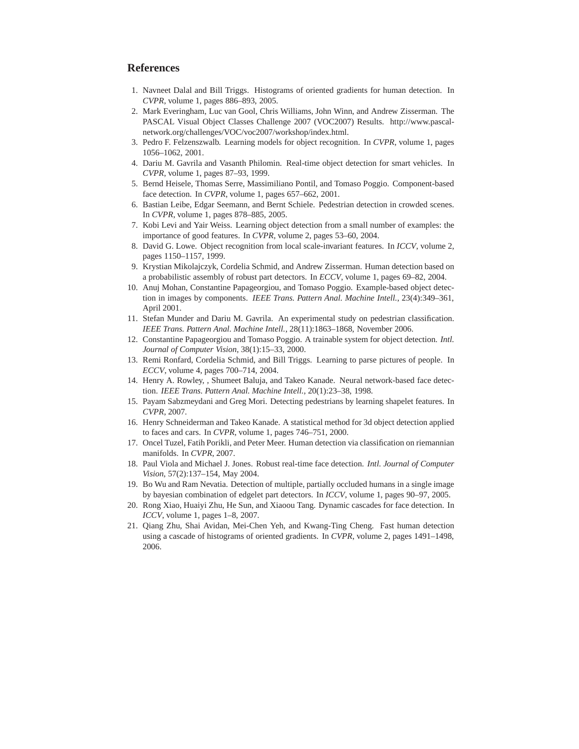## References

1. Navneet Dalal and Bill Triggs. Histograms of oriented gradients for human detection. In *CVPR*, volume 1, pages 886–893, 2005.
2. Mark Everingham, Luc van Gool, Chris Williams, John Winn, and Andrew Zisserman. The PASCAL Visual Object Classes Challenge 2007 (VOC2007) Results. http://www.pascal-network.org/challenges/VOC/voc2007/workshop/index.html.
3. Pedro F. Felzenszwalb. Learning models for object recognition. In *CVPR*, volume 1, pages 1056–1062, 2001.
4. Dariu M. Gavrila and Vasanth Philomin. Real-time object detection for smart vehicles. In *CVPR*, volume 1, pages 87–93, 1999.
5. Bernd Heisele, Thomas Serre, Massimiliano Pontil, and Tomaso Poggio. Component-based face detection. In *CVPR*, volume 1, pages 657–662, 2001.
6. Bastian Leibe, Edgar Seemann, and Bernt Schiele. Pedestrian detection in crowded scenes. In *CVPR*, volume 1, pages 878–885, 2005.
7. Kobi Levi and Yair Weiss. Learning object detection from a small number of examples: the importance of good features. In *CVPR*, volume 2, pages 53–60, 2004.
8. David G. Lowe. Object recognition from local scale-invariant features. In *ICCV*, volume 2, pages 1150–1157, 1999.
9. Krystian Mikolajczyk, Cordelia Schmid, and Andrew Zisserman. Human detection based on a probabilistic assembly of robust part detectors. In *ECCV*, volume 1, pages 69–82, 2004.
10. Anuj Mohan, Constantine Papageorgiou, and Tomaso Poggio. Example-based object detection in images by components. *IEEE Trans. Pattern Anal. Machine Intell.*, 23(4):349–361, April 2001.
11. Stefan Munder and Dariu M. Gavrila. An experimental study on pedestrian classification. *IEEE Trans. Pattern Anal. Machine Intell.*, 28(11):1863–1868, November 2006.
12. Constantine Papageorgiou and Tomaso Poggio. A trainable system for object detection. *Intl. Journal of Computer Vision*, 38(1):15–33, 2000.
13. Remi Ronfard, Cordelia Schmid, and Bill Triggs. Learning to parse pictures of people. In *ECCV*, volume 4, pages 700–714, 2004.
14. Henry A. Rowley, , Shumeet Baluja, and Takeo Kanade. Neural network-based face detection. *IEEE Trans. Pattern Anal. Machine Intell.*, 20(1):23–38, 1998.
15. Payam Sabzmeydani and Greg Mori. Detecting pedestrians by learning shapelet features. In *CVPR*, 2007.
16. Henry Schneiderman and Takeo Kanade. A statistical method for 3d object detection applied to faces and cars. In *CVPR*, volume 1, pages 746–751, 2000.
17. Oncel Tuzel, Fatih Porikli, and Peter Meer. Human detection via classification on riemannian manifolds. In *CVPR*, 2007.
18. Paul Viola and Michael J. Jones. Robust real-time face detection. *Intl. Journal of Computer Vision*, 57(2):137–154, May 2004.
19. Bo Wu and Ram Nevatia. Detection of multiple, partially occluded humans in a single image by bayesian combination of edgelet part detectors. In *ICCV*, volume 1, pages 90–97, 2005.
20. Rong Xiao, Huaiyi Zhu, He Sun, and Xiaoou Tang. Dynamic cascades for face detection. In *ICCV*, volume 1, pages 1–8, 2007.
21. Qiang Zhu, Shai Avidan, Mei-Chen Yeh, and Kwang-Ting Cheng. Fast human detection using a cascade of histograms of oriented gradients. In *CVPR*, volume 2, pages 1491–1498, 2006.